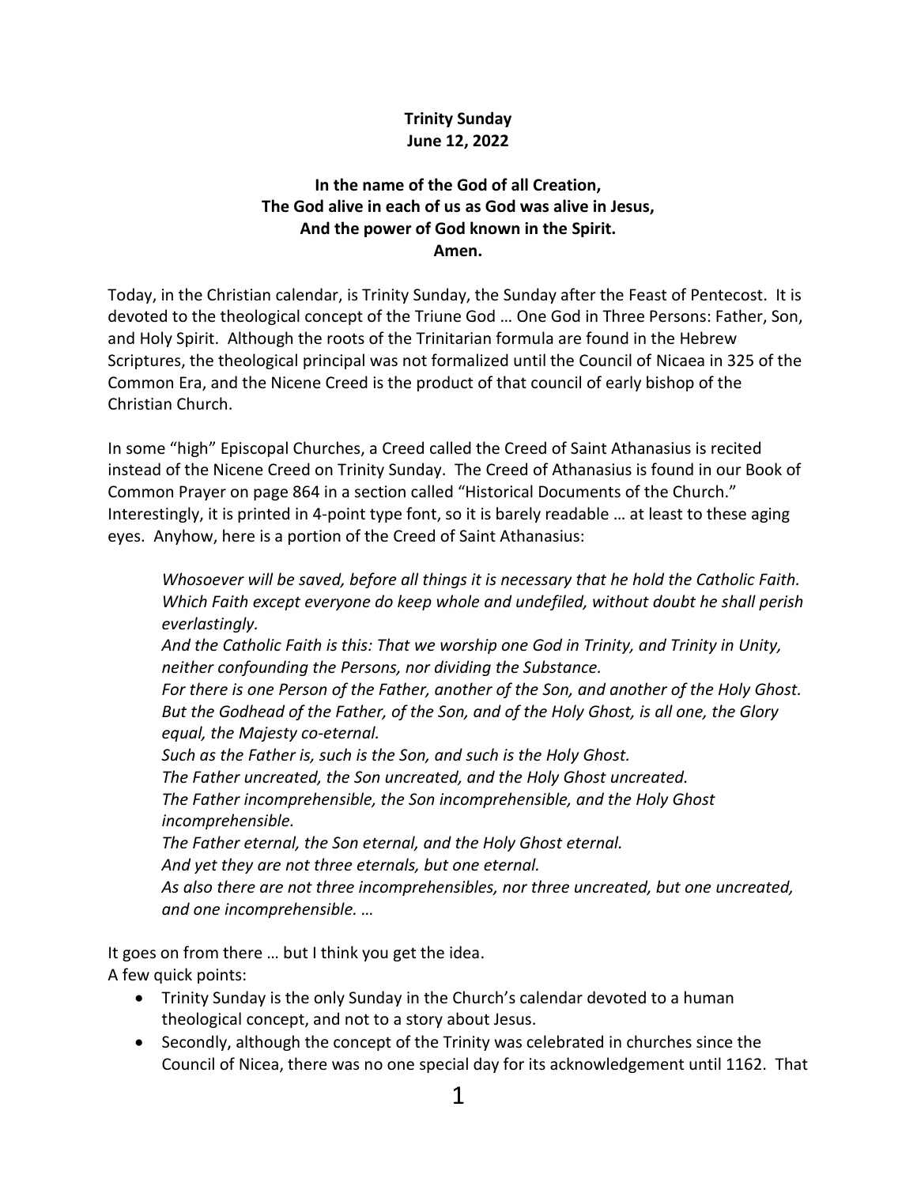**Trinity Sunday**
**June 12, 2022**

**In the name of the God of all Creation,**
**The God alive in each of us as God was alive in Jesus,**
**And the power of God known in the Spirit.**
**Amen.**

Today, in the Christian calendar, is Trinity Sunday, the Sunday after the Feast of Pentecost. It is devoted to the theological concept of the Triune God … One God in Three Persons: Father, Son, and Holy Spirit. Although the roots of the Trinitarian formula are found in the Hebrew Scriptures, the theological principal was not formalized until the Council of Nicaea in 325 of the Common Era, and the Nicene Creed is the product of that council of early bishop of the Christian Church.

In some "high" Episcopal Churches, a Creed called the Creed of Saint Athanasius is recited instead of the Nicene Creed on Trinity Sunday. The Creed of Athanasius is found in our Book of Common Prayer on page 864 in a section called "Historical Documents of the Church." Interestingly, it is printed in 4-point type font, so it is barely readable … at least to these aging eyes. Anyhow, here is a portion of the Creed of Saint Athanasius:

> *Whosoever will be saved, before all things it is necessary that he hold the Catholic Faith. Which Faith except everyone do keep whole and undefiled, without doubt he shall perish everlastingly.*
> *And the Catholic Faith is this: That we worship one God in Trinity, and Trinity in Unity, neither confounding the Persons, nor dividing the Substance.*
> *For there is one Person of the Father, another of the Son, and another of the Holy Ghost. But the Godhead of the Father, of the Son, and of the Holy Ghost, is all one, the Glory equal, the Majesty co-eternal.*
> *Such as the Father is, such is the Son, and such is the Holy Ghost.*
> *The Father uncreated, the Son uncreated, and the Holy Ghost uncreated.*
> *The Father incomprehensible, the Son incomprehensible, and the Holy Ghost incomprehensible.*
> *The Father eternal, the Son eternal, and the Holy Ghost eternal.*
> *And yet they are not three eternals, but one eternal.*
> *As also there are not three incomprehensibles, nor three uncreated, but one uncreated, and one incomprehensible. …*

It goes on from there … but I think you get the idea.
A few quick points:

- Trinity Sunday is the only Sunday in the Church's calendar devoted to a human theological concept, and not to a story about Jesus.
- Secondly, although the concept of the Trinity was celebrated in churches since the Council of Nicea, there was no one special day for its acknowledgement until 1162. That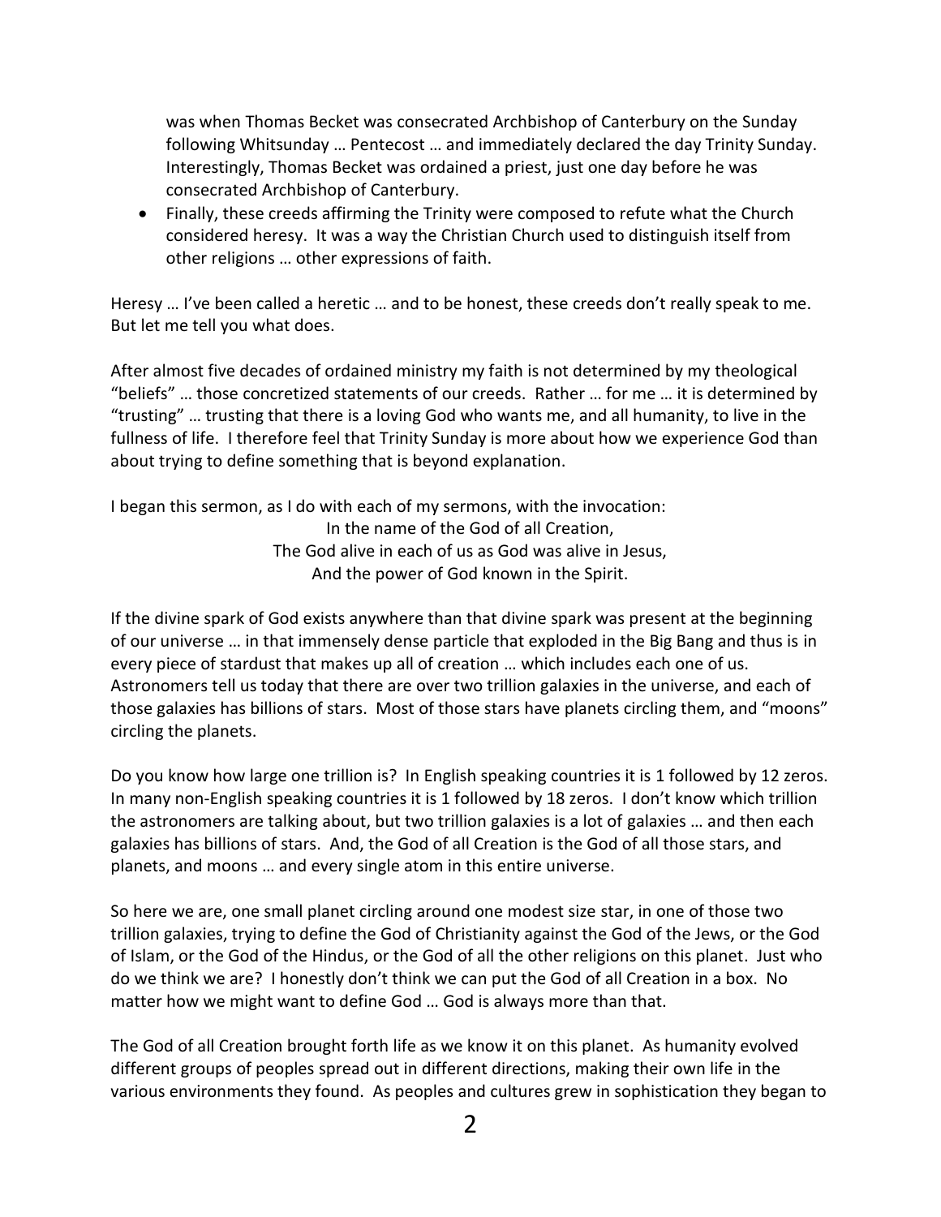was when Thomas Becket was consecrated Archbishop of Canterbury on the Sunday following Whitsunday … Pentecost … and immediately declared the day Trinity Sunday. Interestingly, Thomas Becket was ordained a priest, just one day before he was consecrated Archbishop of Canterbury.

- Finally, these creeds affirming the Trinity were composed to refute what the Church considered heresy. It was a way the Christian Church used to distinguish itself from other religions … other expressions of faith.

Heresy … I've been called a heretic … and to be honest, these creeds don't really speak to me. But let me tell you what does.

After almost five decades of ordained ministry my faith is not determined by my theological "beliefs" … those concretized statements of our creeds. Rather … for me … it is determined by "trusting" … trusting that there is a loving God who wants me, and all humanity, to live in the fullness of life. I therefore feel that Trinity Sunday is more about how we experience God than about trying to define something that is beyond explanation.

I began this sermon, as I do with each of my sermons, with the invocation:

In the name of the God of all Creation,
The God alive in each of us as God was alive in Jesus,
And the power of God known in the Spirit.

If the divine spark of God exists anywhere than that divine spark was present at the beginning of our universe … in that immensely dense particle that exploded in the Big Bang and thus is in every piece of stardust that makes up all of creation … which includes each one of us. Astronomers tell us today that there are over two trillion galaxies in the universe, and each of those galaxies has billions of stars. Most of those stars have planets circling them, and "moons" circling the planets.

Do you know how large one trillion is? In English speaking countries it is 1 followed by 12 zeros. In many non-English speaking countries it is 1 followed by 18 zeros. I don't know which trillion the astronomers are talking about, but two trillion galaxies is a lot of galaxies … and then each galaxies has billions of stars. And, the God of all Creation is the God of all those stars, and planets, and moons … and every single atom in this entire universe.

So here we are, one small planet circling around one modest size star, in one of those two trillion galaxies, trying to define the God of Christianity against the God of the Jews, or the God of Islam, or the God of the Hindus, or the God of all the other religions on this planet. Just who do we think we are? I honestly don't think we can put the God of all Creation in a box. No matter how we might want to define God … God is always more than that.

The God of all Creation brought forth life as we know it on this planet. As humanity evolved different groups of peoples spread out in different directions, making their own life in the various environments they found. As peoples and cultures grew in sophistication they began to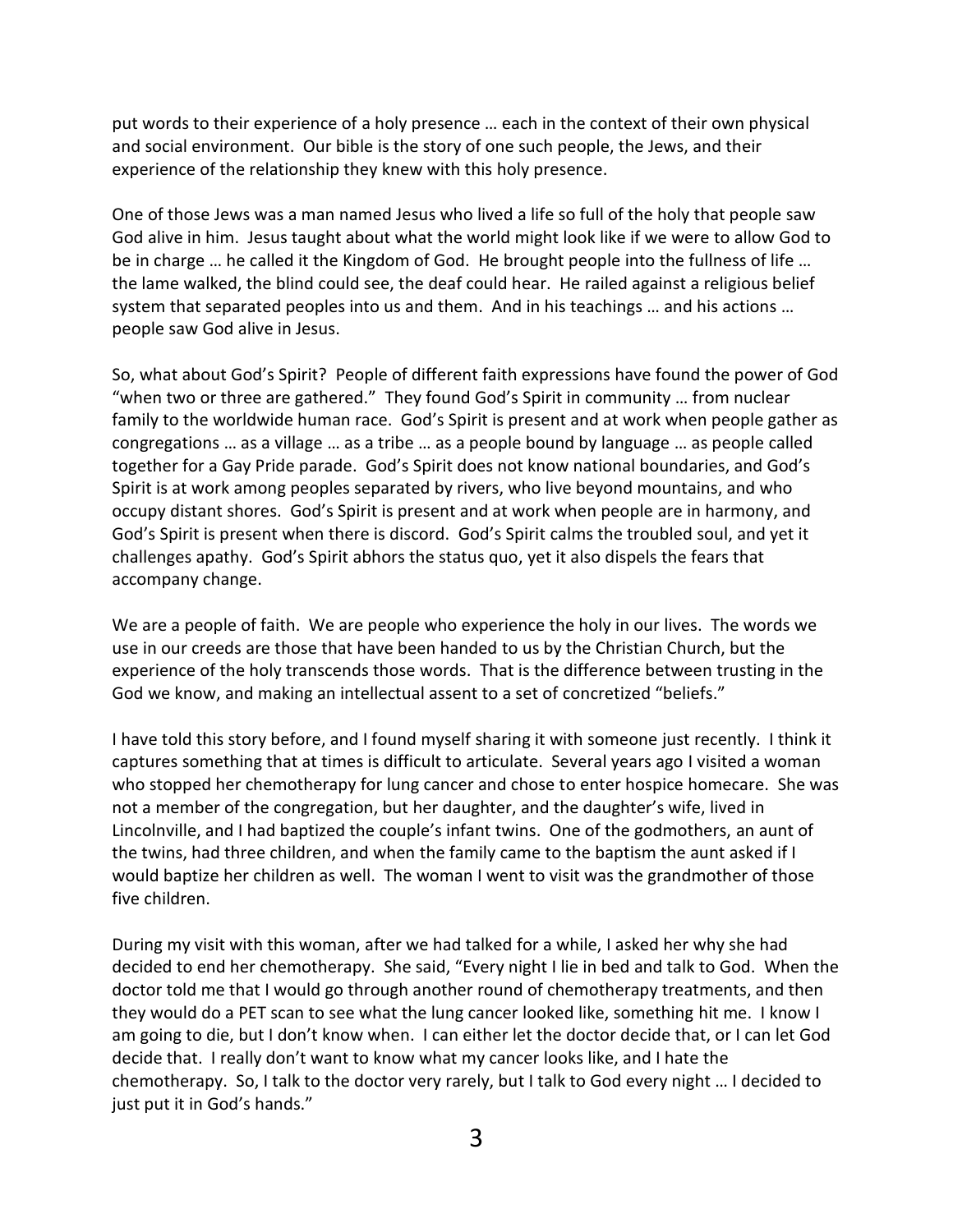put words to their experience of a holy presence … each in the context of their own physical and social environment. Our bible is the story of one such people, the Jews, and their experience of the relationship they knew with this holy presence.

One of those Jews was a man named Jesus who lived a life so full of the holy that people saw God alive in him. Jesus taught about what the world might look like if we were to allow God to be in charge … he called it the Kingdom of God. He brought people into the fullness of life … the lame walked, the blind could see, the deaf could hear. He railed against a religious belief system that separated peoples into us and them. And in his teachings … and his actions … people saw God alive in Jesus.

So, what about God's Spirit? People of different faith expressions have found the power of God "when two or three are gathered." They found God's Spirit in community … from nuclear family to the worldwide human race. God's Spirit is present and at work when people gather as congregations … as a village … as a tribe … as a people bound by language … as people called together for a Gay Pride parade. God's Spirit does not know national boundaries, and God's Spirit is at work among peoples separated by rivers, who live beyond mountains, and who occupy distant shores. God's Spirit is present and at work when people are in harmony, and God's Spirit is present when there is discord. God's Spirit calms the troubled soul, and yet it challenges apathy. God's Spirit abhors the status quo, yet it also dispels the fears that accompany change.

We are a people of faith. We are people who experience the holy in our lives. The words we use in our creeds are those that have been handed to us by the Christian Church, but the experience of the holy transcends those words. That is the difference between trusting in the God we know, and making an intellectual assent to a set of concretized "beliefs."

I have told this story before, and I found myself sharing it with someone just recently. I think it captures something that at times is difficult to articulate. Several years ago I visited a woman who stopped her chemotherapy for lung cancer and chose to enter hospice homecare. She was not a member of the congregation, but her daughter, and the daughter's wife, lived in Lincolnville, and I had baptized the couple's infant twins. One of the godmothers, an aunt of the twins, had three children, and when the family came to the baptism the aunt asked if I would baptize her children as well. The woman I went to visit was the grandmother of those five children.

During my visit with this woman, after we had talked for a while, I asked her why she had decided to end her chemotherapy. She said, "Every night I lie in bed and talk to God. When the doctor told me that I would go through another round of chemotherapy treatments, and then they would do a PET scan to see what the lung cancer looked like, something hit me. I know I am going to die, but I don't know when. I can either let the doctor decide that, or I can let God decide that. I really don't want to know what my cancer looks like, and I hate the chemotherapy. So, I talk to the doctor very rarely, but I talk to God every night … I decided to just put it in God's hands."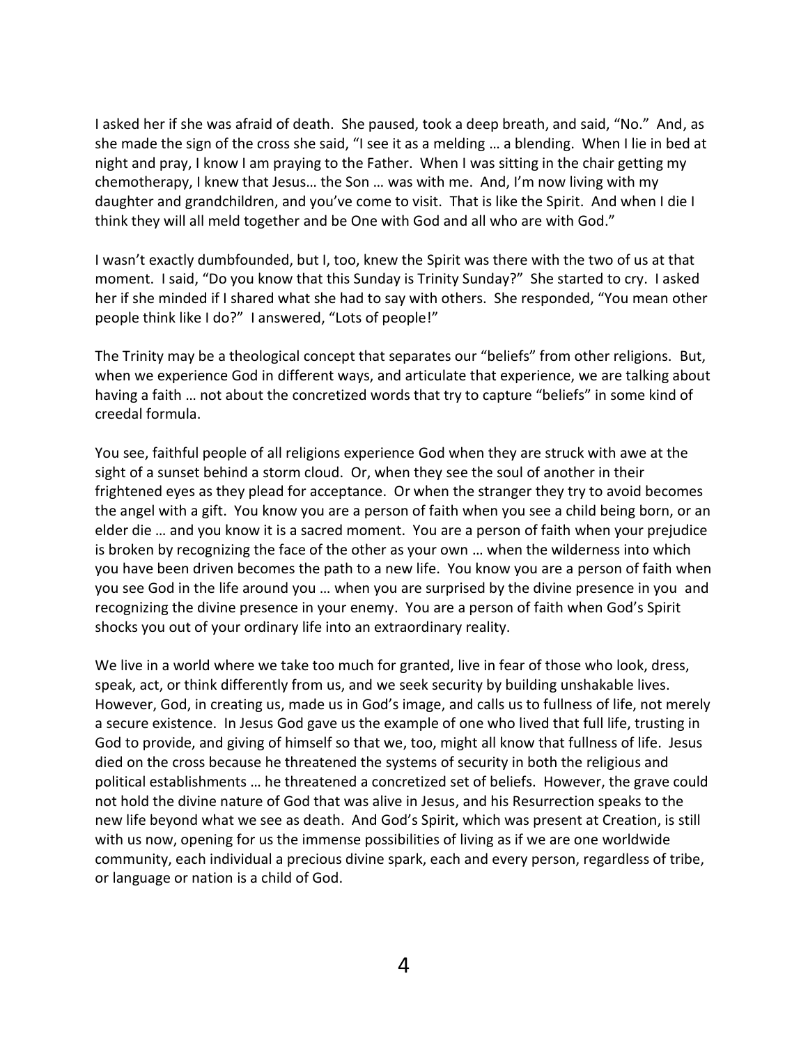I asked her if she was afraid of death. She paused, took a deep breath, and said, "No." And, as she made the sign of the cross she said, "I see it as a melding … a blending. When I lie in bed at night and pray, I know I am praying to the Father. When I was sitting in the chair getting my chemotherapy, I knew that Jesus… the Son … was with me. And, I'm now living with my daughter and grandchildren, and you've come to visit. That is like the Spirit. And when I die I think they will all meld together and be One with God and all who are with God."

I wasn't exactly dumbfounded, but I, too, knew the Spirit was there with the two of us at that moment. I said, "Do you know that this Sunday is Trinity Sunday?" She started to cry. I asked her if she minded if I shared what she had to say with others. She responded, "You mean other people think like I do?" I answered, "Lots of people!"

The Trinity may be a theological concept that separates our "beliefs" from other religions. But, when we experience God in different ways, and articulate that experience, we are talking about having a faith … not about the concretized words that try to capture "beliefs" in some kind of creedal formula.

You see, faithful people of all religions experience God when they are struck with awe at the sight of a sunset behind a storm cloud. Or, when they see the soul of another in their frightened eyes as they plead for acceptance. Or when the stranger they try to avoid becomes the angel with a gift. You know you are a person of faith when you see a child being born, or an elder die … and you know it is a sacred moment. You are a person of faith when your prejudice is broken by recognizing the face of the other as your own … when the wilderness into which you have been driven becomes the path to a new life. You know you are a person of faith when you see God in the life around you … when you are surprised by the divine presence in you and recognizing the divine presence in your enemy. You are a person of faith when God's Spirit shocks you out of your ordinary life into an extraordinary reality.

We live in a world where we take too much for granted, live in fear of those who look, dress, speak, act, or think differently from us, and we seek security by building unshakable lives. However, God, in creating us, made us in God's image, and calls us to fullness of life, not merely a secure existence. In Jesus God gave us the example of one who lived that full life, trusting in God to provide, and giving of himself so that we, too, might all know that fullness of life. Jesus died on the cross because he threatened the systems of security in both the religious and political establishments … he threatened a concretized set of beliefs. However, the grave could not hold the divine nature of God that was alive in Jesus, and his Resurrection speaks to the new life beyond what we see as death. And God's Spirit, which was present at Creation, is still with us now, opening for us the immense possibilities of living as if we are one worldwide community, each individual a precious divine spark, each and every person, regardless of tribe, or language or nation is a child of God.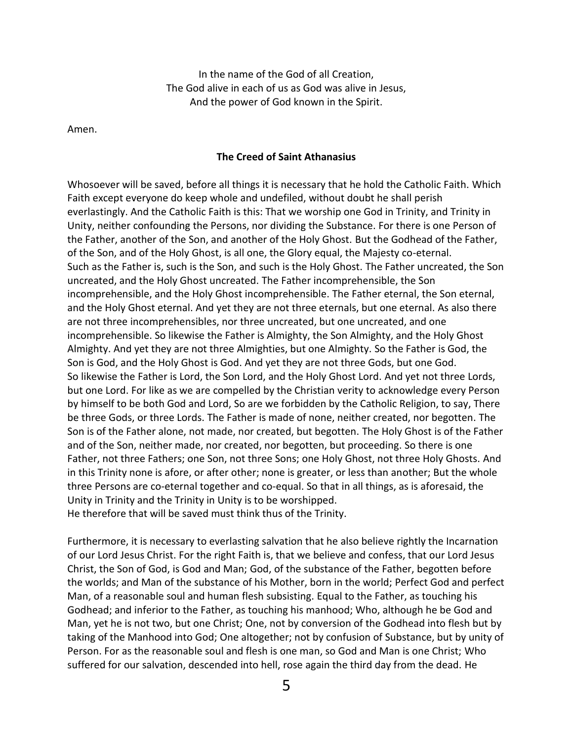In the name of the God of all Creation,
The God alive in each of us as God was alive in Jesus,
And the power of God known in the Spirit.

Amen.

**The Creed of Saint Athanasius**

Whosoever will be saved, before all things it is necessary that he hold the Catholic Faith. Which Faith except everyone do keep whole and undefiled, without doubt he shall perish everlastingly. And the Catholic Faith is this: That we worship one God in Trinity, and Trinity in Unity, neither confounding the Persons, nor dividing the Substance. For there is one Person of the Father, another of the Son, and another of the Holy Ghost. But the Godhead of the Father, of the Son, and of the Holy Ghost, is all one, the Glory equal, the Majesty co-eternal. Such as the Father is, such is the Son, and such is the Holy Ghost. The Father uncreated, the Son uncreated, and the Holy Ghost uncreated. The Father incomprehensible, the Son incomprehensible, and the Holy Ghost incomprehensible. The Father eternal, the Son eternal, and the Holy Ghost eternal. And yet they are not three eternals, but one eternal. As also there are not three incomprehensibles, nor three uncreated, but one uncreated, and one incomprehensible. So likewise the Father is Almighty, the Son Almighty, and the Holy Ghost Almighty. And yet they are not three Almighties, but one Almighty. So the Father is God, the Son is God, and the Holy Ghost is God. And yet they are not three Gods, but one God. So likewise the Father is Lord, the Son Lord, and the Holy Ghost Lord. And yet not three Lords, but one Lord. For like as we are compelled by the Christian verity to acknowledge every Person by himself to be both God and Lord, So are we forbidden by the Catholic Religion, to say, There be three Gods, or three Lords. The Father is made of none, neither created, nor begotten. The Son is of the Father alone, not made, nor created, but begotten. The Holy Ghost is of the Father and of the Son, neither made, nor created, nor begotten, but proceeding. So there is one Father, not three Fathers; one Son, not three Sons; one Holy Ghost, not three Holy Ghosts. And in this Trinity none is afore, or after other; none is greater, or less than another; But the whole three Persons are co-eternal together and co-equal. So that in all things, as is aforesaid, the Unity in Trinity and the Trinity in Unity is to be worshipped.
He therefore that will be saved must think thus of the Trinity.

Furthermore, it is necessary to everlasting salvation that he also believe rightly the Incarnation of our Lord Jesus Christ. For the right Faith is, that we believe and confess, that our Lord Jesus Christ, the Son of God, is God and Man; God, of the substance of the Father, begotten before the worlds; and Man of the substance of his Mother, born in the world; Perfect God and perfect Man, of a reasonable soul and human flesh subsisting. Equal to the Father, as touching his Godhead; and inferior to the Father, as touching his manhood; Who, although he be God and Man, yet he is not two, but one Christ; One, not by conversion of the Godhead into flesh but by taking of the Manhood into God; One altogether; not by confusion of Substance, but by unity of Person. For as the reasonable soul and flesh is one man, so God and Man is one Christ; Who suffered for our salvation, descended into hell, rose again the third day from the dead. He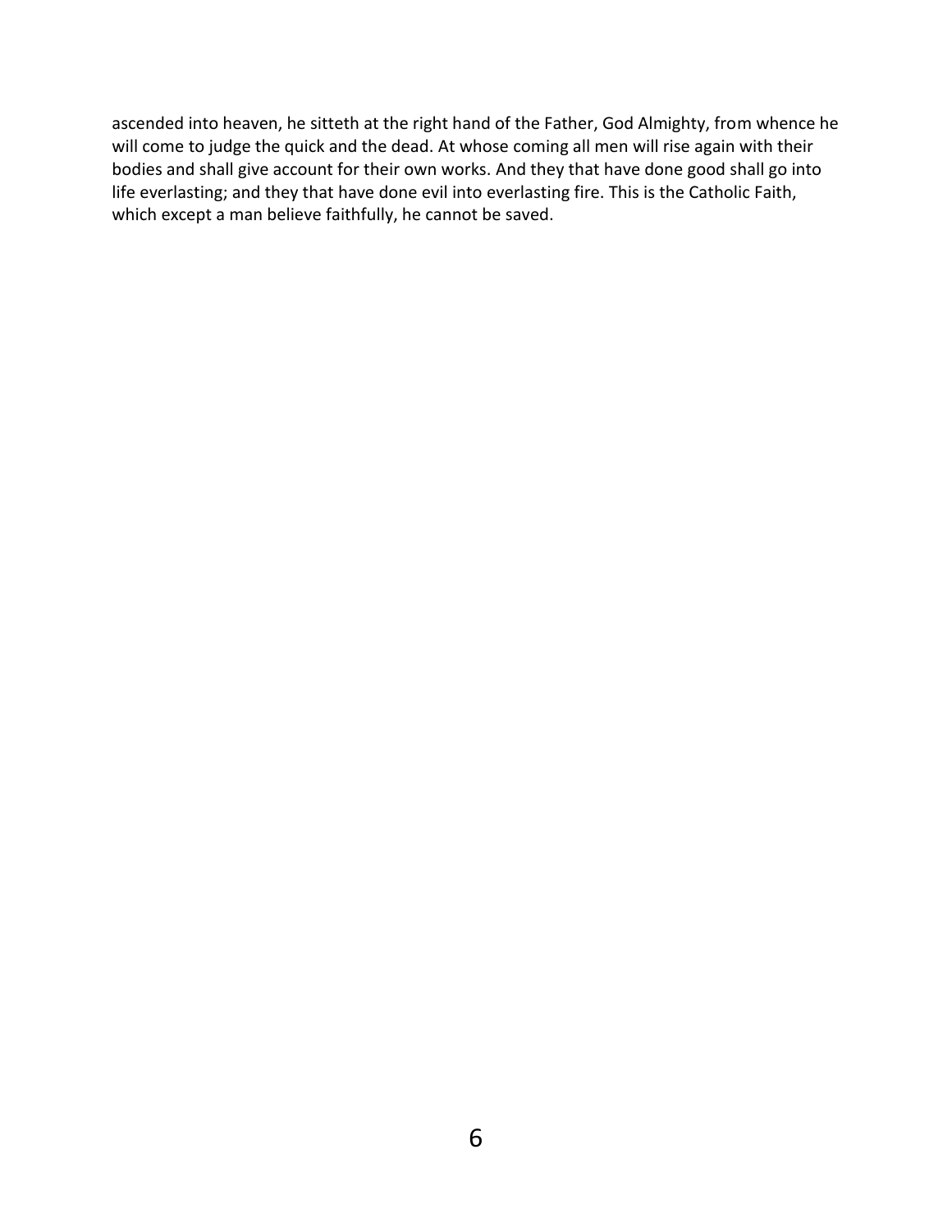ascended into heaven, he sitteth at the right hand of the Father, God Almighty, from whence he will come to judge the quick and the dead. At whose coming all men will rise again with their bodies and shall give account for their own works. And they that have done good shall go into life everlasting; and they that have done evil into everlasting fire. This is the Catholic Faith, which except a man believe faithfully, he cannot be saved.